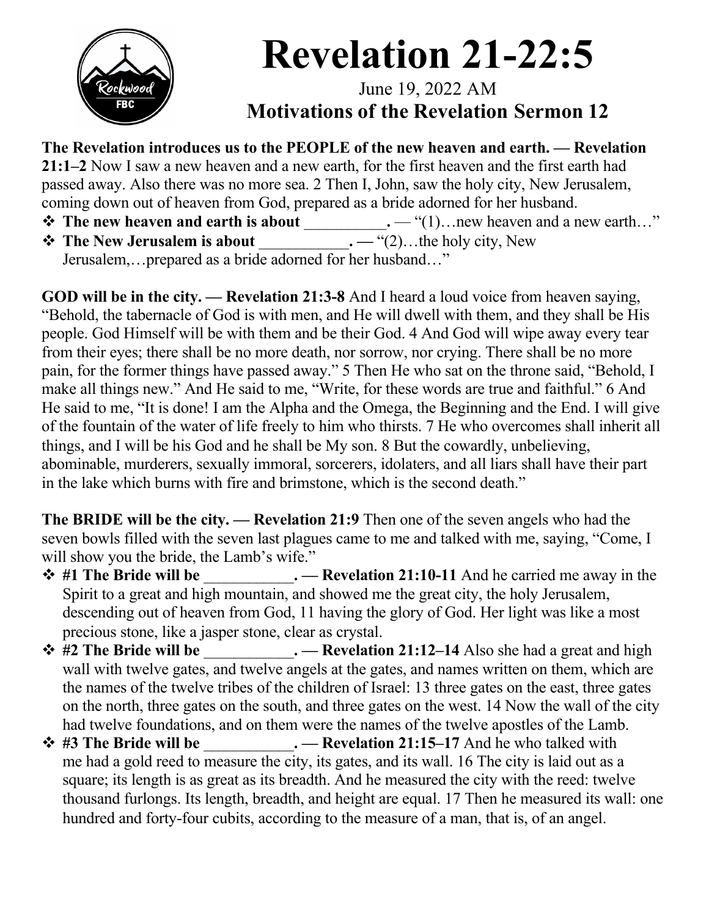# Revelation 21-22:5

June 19, 2022 AM

**Motivations of the Revelation Sermon 12**

**The Revelation introduces us to the PEOPLE of the new heaven and earth. — Revelation 21:1–2** Now I saw a new heaven and a new earth, for the first heaven and the first earth had passed away. Also there was no more sea. 2 Then I, John, saw the holy city, New Jerusalem, coming down out of heaven from God, prepared as a bride adorned for her husband.

- **The new heaven and earth is about __________.** — "(1)…new heaven and a new earth…"
- **The New Jerusalem is about ___________. —** "(2)…the holy city, New Jerusalem,…prepared as a bride adorned for her husband…"

**GOD will be in the city. — Revelation 21:3-8** And I heard a loud voice from heaven saying, "Behold, the tabernacle of God is with men, and He will dwell with them, and they shall be His people. God Himself will be with them and be their God. 4 And God will wipe away every tear from their eyes; there shall be no more death, nor sorrow, nor crying. There shall be no more pain, for the former things have passed away." 5 Then He who sat on the throne said, "Behold, I make all things new." And He said to me, "Write, for these words are true and faithful." 6 And He said to me, "It is done! I am the Alpha and the Omega, the Beginning and the End. I will give of the fountain of the water of life freely to him who thirsts. 7 He who overcomes shall inherit all things, and I will be his God and he shall be My son. 8 But the cowardly, unbelieving, abominable, murderers, sexually immoral, sorcerers, idolaters, and all liars shall have their part in the lake which burns with fire and brimstone, which is the second death."

**The BRIDE will be the city. — Revelation 21:9** Then one of the seven angels who had the seven bowls filled with the seven last plagues came to me and talked with me, saying, "Come, I will show you the bride, the Lamb's wife."

- **#1 The Bride will be ___________. — Revelation 21:10-11** And he carried me away in the Spirit to a great and high mountain, and showed me the great city, the holy Jerusalem, descending out of heaven from God, 11 having the glory of God. Her light was like a most precious stone, like a jasper stone, clear as crystal.
- **#2 The Bride will be ___________. — Revelation 21:12–14** Also she had a great and high wall with twelve gates, and twelve angels at the gates, and names written on them, which are the names of the twelve tribes of the children of Israel: 13 three gates on the east, three gates on the north, three gates on the south, and three gates on the west. 14 Now the wall of the city had twelve foundations, and on them were the names of the twelve apostles of the Lamb.
- **#3 The Bride will be ___________. — Revelation 21:15–17** And he who talked with me had a gold reed to measure the city, its gates, and its wall. 16 The city is laid out as a square; its length is as great as its breadth. And he measured the city with the reed: twelve thousand furlongs. Its length, breadth, and height are equal. 17 Then he measured its wall: one hundred and forty-four cubits, according to the measure of a man, that is, of an angel.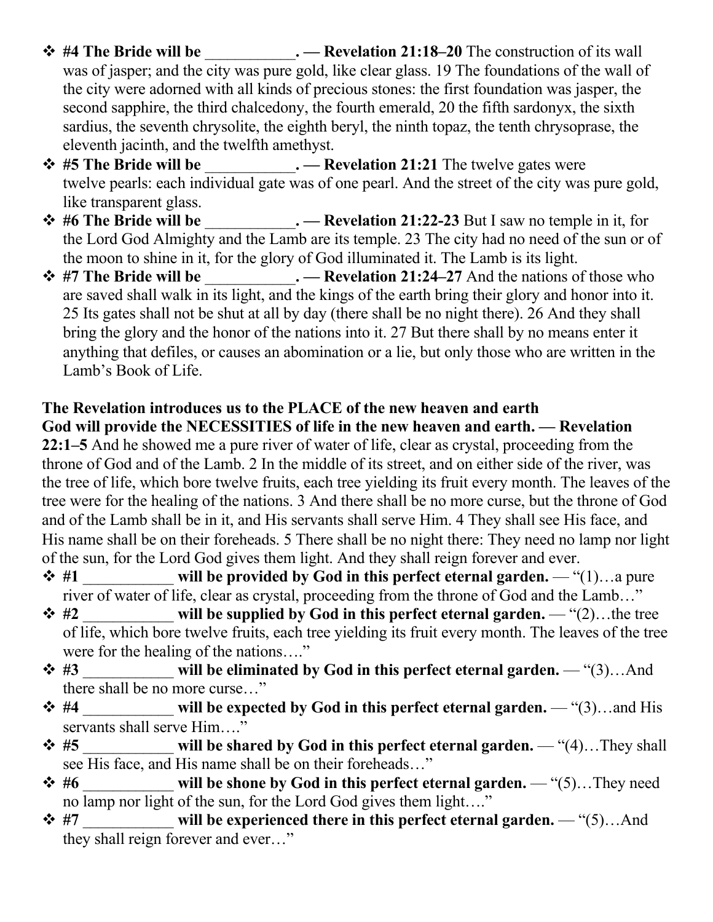- **#4 The Bride will be ___________. — Revelation 21:18–20** The construction of its wall was of jasper; and the city was pure gold, like clear glass. 19 The foundations of the wall of the city were adorned with all kinds of precious stones: the first foundation was jasper, the second sapphire, the third chalcedony, the fourth emerald, 20 the fifth sardonyx, the sixth sardius, the seventh chrysolite, the eighth beryl, the ninth topaz, the tenth chrysoprase, the eleventh jacinth, and the twelfth amethyst.
- **#5 The Bride will be ___________. — Revelation 21:21** The twelve gates were twelve pearls: each individual gate was of one pearl. And the street of the city was pure gold, like transparent glass.
- **#6 The Bride will be ___________. — Revelation 21:22-23** But I saw no temple in it, for the Lord God Almighty and the Lamb are its temple. 23 The city had no need of the sun or of the moon to shine in it, for the glory of God illuminated it. The Lamb is its light.
- **#7 The Bride will be ___________. — Revelation 21:24–27** And the nations of those who are saved shall walk in its light, and the kings of the earth bring their glory and honor into it. 25 Its gates shall not be shut at all by day (there shall be no night there). 26 And they shall bring the glory and the honor of the nations into it. 27 But there shall by no means enter it anything that defiles, or causes an abomination or a lie, but only those who are written in the Lamb's Book of Life.

**The Revelation introduces us to the PLACE of the new heaven and earth**
**God will provide the NECESSITIES of life in the new heaven and earth. — Revelation 22:1–5** And he showed me a pure river of water of life, clear as crystal, proceeding from the throne of God and of the Lamb. 2 In the middle of its street, and on either side of the river, was the tree of life, which bore twelve fruits, each tree yielding its fruit every month. The leaves of the tree were for the healing of the nations. 3 And there shall be no more curse, but the throne of God and of the Lamb shall be in it, and His servants shall serve Him. 4 They shall see His face, and His name shall be on their foreheads. 5 There shall be no night there: They need no lamp nor light of the sun, for the Lord God gives them light. And they shall reign forever and ever.

- **#1 ___________ will be provided by God in this perfect eternal garden.** — "(1)…a pure river of water of life, clear as crystal, proceeding from the throne of God and the Lamb…"
- **#2 ___________ will be supplied by God in this perfect eternal garden.** — "(2)…the tree of life, which bore twelve fruits, each tree yielding its fruit every month. The leaves of the tree were for the healing of the nations…."
- **#3 ___________ will be eliminated by God in this perfect eternal garden.** — "(3)…And there shall be no more curse…"
- **#4 ___________ will be expected by God in this perfect eternal garden.** — "(3)…and His servants shall serve Him…."
- **#5 ___________ will be shared by God in this perfect eternal garden.** — "(4)…They shall see His face, and His name shall be on their foreheads…"
- **#6 ___________ will be shone by God in this perfect eternal garden.** — "(5)…They need no lamp nor light of the sun, for the Lord God gives them light…."
- **#7 ___________ will be experienced there in this perfect eternal garden.** — "(5)…And they shall reign forever and ever…"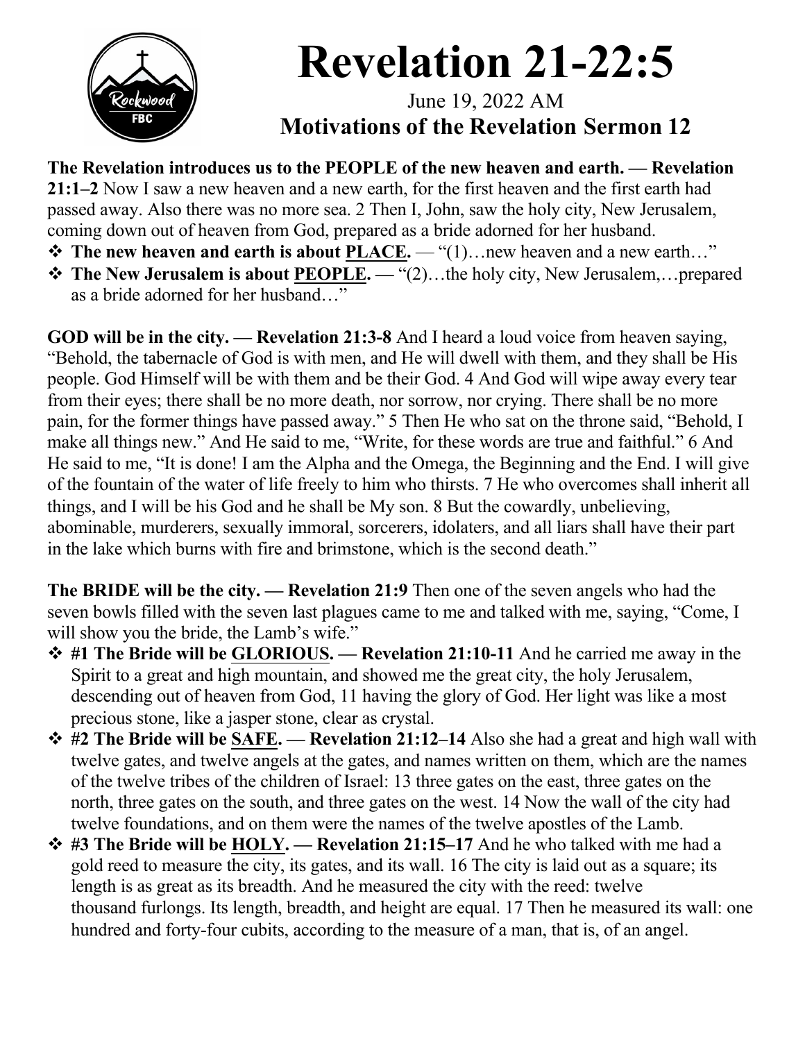# Revelation 21-22:5

June 19, 2022 AM

**Motivations of the Revelation Sermon 12**

**The Revelation introduces us to the PEOPLE of the new heaven and earth. — Revelation 21:1–2** Now I saw a new heaven and a new earth, for the first heaven and the first earth had passed away. Also there was no more sea. 2 Then I, John, saw the holy city, New Jerusalem, coming down out of heaven from God, prepared as a bride adorned for her husband.

- **The new heaven and earth is about PLACE.** — "(1)…new heaven and a new earth…"
- **The New Jerusalem is about PEOPLE. —** "(2)…the holy city, New Jerusalem,…prepared as a bride adorned for her husband…"

**GOD will be in the city. — Revelation 21:3-8** And I heard a loud voice from heaven saying, "Behold, the tabernacle of God is with men, and He will dwell with them, and they shall be His people. God Himself will be with them and be their God. 4 And God will wipe away every tear from their eyes; there shall be no more death, nor sorrow, nor crying. There shall be no more pain, for the former things have passed away." 5 Then He who sat on the throne said, "Behold, I make all things new." And He said to me, "Write, for these words are true and faithful." 6 And He said to me, "It is done! I am the Alpha and the Omega, the Beginning and the End. I will give of the fountain of the water of life freely to him who thirsts. 7 He who overcomes shall inherit all things, and I will be his God and he shall be My son. 8 But the cowardly, unbelieving, abominable, murderers, sexually immoral, sorcerers, idolaters, and all liars shall have their part in the lake which burns with fire and brimstone, which is the second death."

**The BRIDE will be the city. — Revelation 21:9** Then one of the seven angels who had the seven bowls filled with the seven last plagues came to me and talked with me, saying, "Come, I will show you the bride, the Lamb's wife."

- **#1 The Bride will be GLORIOUS. — Revelation 21:10-11** And he carried me away in the Spirit to a great and high mountain, and showed me the great city, the holy Jerusalem, descending out of heaven from God, 11 having the glory of God. Her light was like a most precious stone, like a jasper stone, clear as crystal.
- **#2 The Bride will be SAFE. — Revelation 21:12–14** Also she had a great and high wall with twelve gates, and twelve angels at the gates, and names written on them, which are the names of the twelve tribes of the children of Israel: 13 three gates on the east, three gates on the north, three gates on the south, and three gates on the west. 14 Now the wall of the city had twelve foundations, and on them were the names of the twelve apostles of the Lamb.
- **#3 The Bride will be HOLY. — Revelation 21:15–17** And he who talked with me had a gold reed to measure the city, its gates, and its wall. 16 The city is laid out as a square; its length is as great as its breadth. And he measured the city with the reed: twelve thousand furlongs. Its length, breadth, and height are equal. 17 Then he measured its wall: one hundred and forty-four cubits, according to the measure of a man, that is, of an angel.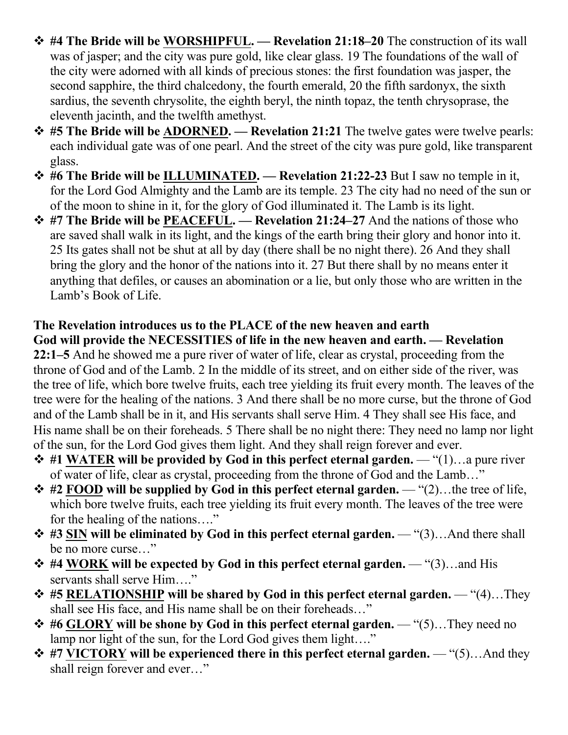- **#4 The Bride will be WORSHIPFUL. — Revelation 21:18–20** The construction of its wall was of jasper; and the city was pure gold, like clear glass. 19 The foundations of the wall of the city were adorned with all kinds of precious stones: the first foundation was jasper, the second sapphire, the third chalcedony, the fourth emerald, 20 the fifth sardonyx, the sixth sardius, the seventh chrysolite, the eighth beryl, the ninth topaz, the tenth chrysoprase, the eleventh jacinth, and the twelfth amethyst.
- **#5 The Bride will be ADORNED. — Revelation 21:21** The twelve gates were twelve pearls: each individual gate was of one pearl. And the street of the city was pure gold, like transparent glass.
- **#6 The Bride will be ILLUMINATED. — Revelation 21:22-23** But I saw no temple in it, for the Lord God Almighty and the Lamb are its temple. 23 The city had no need of the sun or of the moon to shine in it, for the glory of God illuminated it. The Lamb is its light.
- **#7 The Bride will be PEACEFUL. — Revelation 21:24–27** And the nations of those who are saved shall walk in its light, and the kings of the earth bring their glory and honor into it. 25 Its gates shall not be shut at all by day (there shall be no night there). 26 And they shall bring the glory and the honor of the nations into it. 27 But there shall by no means enter it anything that defiles, or causes an abomination or a lie, but only those who are written in the Lamb's Book of Life.

**The Revelation introduces us to the PLACE of the new heaven and earth**

**God will provide the NECESSITIES of life in the new heaven and earth. — Revelation 22:1–5** And he showed me a pure river of water of life, clear as crystal, proceeding from the throne of God and of the Lamb. 2 In the middle of its street, and on either side of the river, was the tree of life, which bore twelve fruits, each tree yielding its fruit every month. The leaves of the tree were for the healing of the nations. 3 And there shall be no more curse, but the throne of God and of the Lamb shall be in it, and His servants shall serve Him. 4 They shall see His face, and His name shall be on their foreheads. 5 There shall be no night there: They need no lamp nor light of the sun, for the Lord God gives them light. And they shall reign forever and ever.

- **#1 WATER will be provided by God in this perfect eternal garden.** — "(1)…a pure river of water of life, clear as crystal, proceeding from the throne of God and the Lamb…"
- **#2 FOOD will be supplied by God in this perfect eternal garden.** — "(2)…the tree of life, which bore twelve fruits, each tree yielding its fruit every month. The leaves of the tree were for the healing of the nations…."
- **#3 SIN will be eliminated by God in this perfect eternal garden.** — "(3)…And there shall be no more curse…"
- **#4 WORK will be expected by God in this perfect eternal garden.** — "(3)…and His servants shall serve Him…."
- **#5 RELATIONSHIP will be shared by God in this perfect eternal garden.** — "(4)…They shall see His face, and His name shall be on their foreheads…"
- **#6 GLORY will be shone by God in this perfect eternal garden.** — "(5)…They need no lamp nor light of the sun, for the Lord God gives them light…."
- **#7 VICTORY will be experienced there in this perfect eternal garden.** — "(5)…And they shall reign forever and ever…"